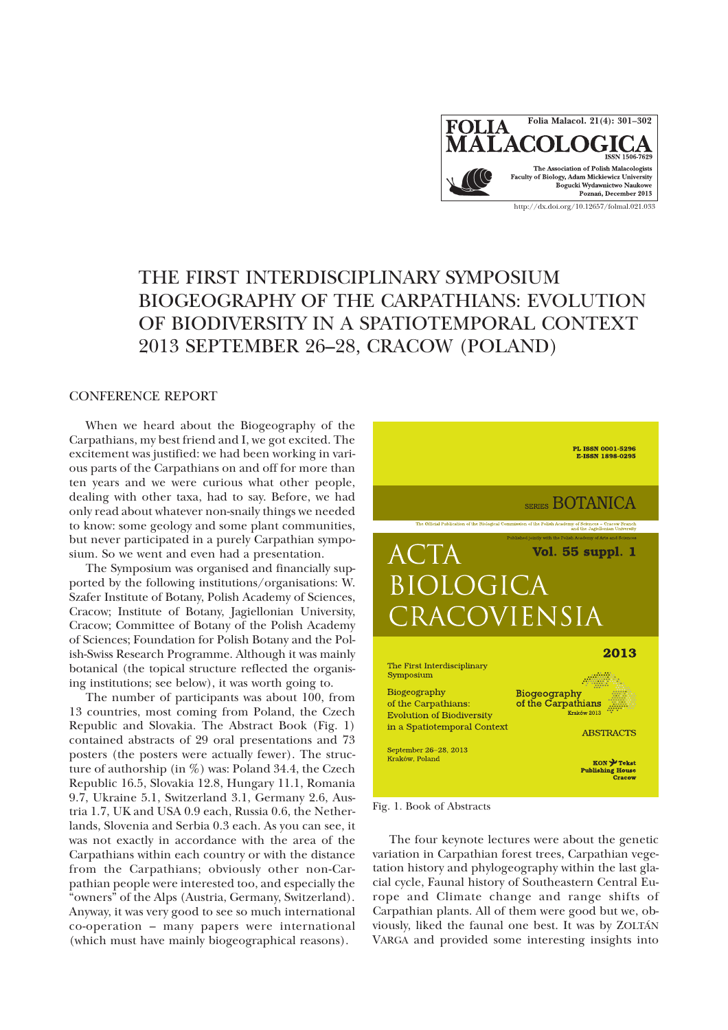# THE FIRST INTERDISCIPLINARY SYMPOSIUM BIOGEOGRAPHY OF THE CARPATHIANS: EVOLUTION OF BIODIVERSITY IN A SPATIOTEMPORAL CONTEXT 2013 SEPTEMBER 26–28, CRACOW (POLAND)

## CONFERENCE REPORT

When we heard about the Biogeography of the Carpathians, my best friend and I, we got excited. The excitement was justified: we had been working in various parts of the Carpathians on and off for more than ten years and we were curious what other people, dealing with other taxa, had to say. Before, we had only read about whatever non-snaily things we needed to know: some geology and some plant communities, but never participated in a purely Carpathian symposium. So we went and even had a presentation.

The Symposium was organised and financially supported by the following institutions/organisations: W. Szafer Institute of Botany, Polish Academy of Sciences, Cracow; Institute of Botany, Jagiellonian University, Cracow; Committee of Botany of the Polish Academy of Sciences; Foundation for Polish Botany and the Polish-Swiss Research Programme. Although it was mainly botanical (the topical structure reflected the organising institutions; see below), it was worth going to.

The number of participants was about 100, from 13 countries, most coming from Poland, the Czech Republic and Slovakia. The Abstract Book (Fig. 1) contained abstracts of 29 oral presentations and 73 posters (the posters were actually fewer). The structure of authorship (in %) was: Poland 34.4, the Czech Republic 16.5, Slovakia 12.8, Hungary 11.1, Romania 9.7, Ukraine 5.1, Switzerland 3.1, Germany 2.6, Austria 1.7, UK and USA 0.9 each, Russia 0.6, the Netherlands, Slovenia and Serbia 0.3 each. As you can see, it was not exactly in accordance with the area of the Carpathians within each country or with the distance from the Carpathians; obviously other non-Carpathian people were interested too, and especially the "owners" of the Alps (Austria, Germany, Switzerland). Anyway, it was very good to see so much international co-operation – many papers were international (which must have mainly biogeographical reasons).

PL ISSN 0001-5296
E-ISSN 1898-0295

SERIES BOTANICA

ACTA BIOLOGICA CRACOVIENSIA

Vol. 55 suppl. 1

2013

The First Interdisciplinary Symposium

Biogeography of the Carpathians: Evolution of Biodiversity in a Spatiotemporal Context

September 26–28, 2013
Kraków, Poland

ABSTRACTS

Fig. 1. Book of Abstracts

The four keynote lectures were about the genetic variation in Carpathian forest trees, Carpathian vegetation history and phylogeography within the last glacial cycle, Faunal history of Southeastern Central Europe and Climate change and range shifts of Carpathian plants. All of them were good but we, obviously, liked the faunal one best. It was by ZOLTÁN VARGA and provided some interesting insights into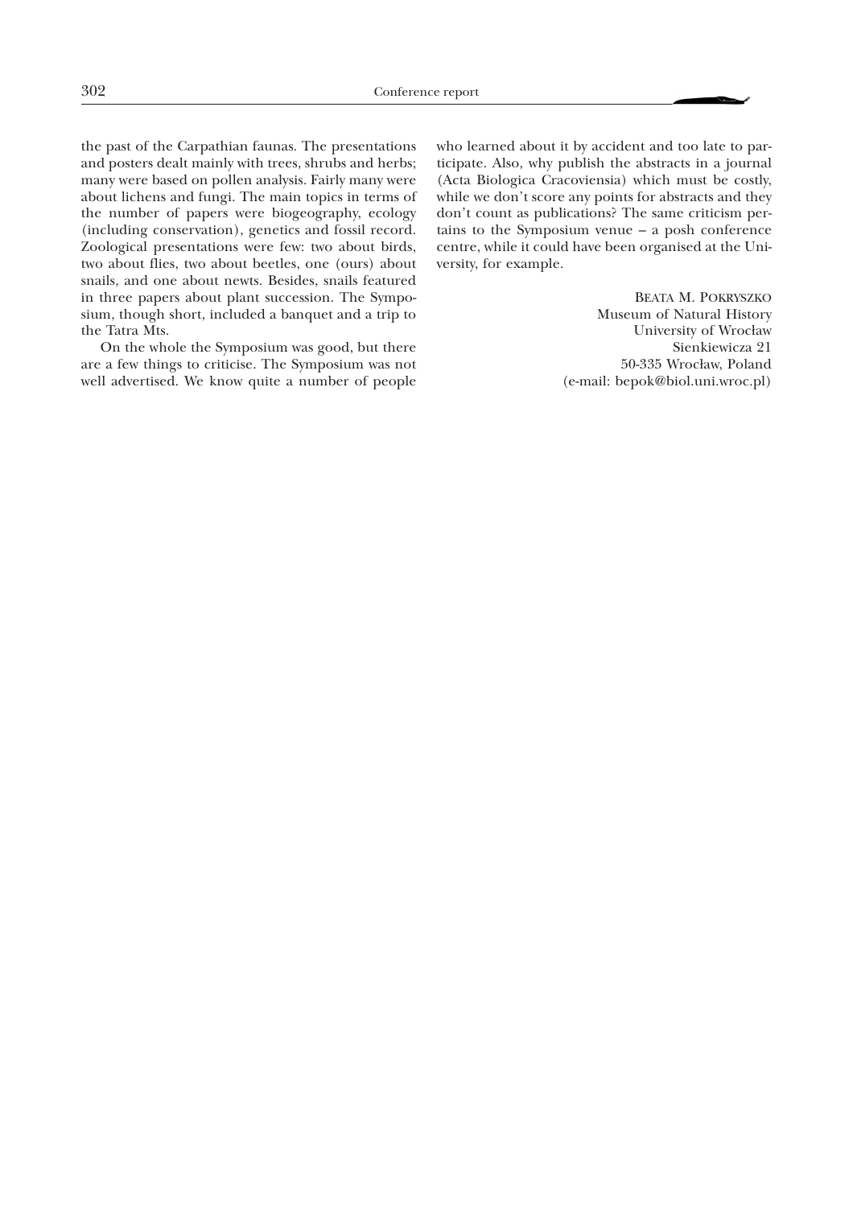the past of the Carpathian faunas. The presentations and posters dealt mainly with trees, shrubs and herbs; many were based on pollen analysis. Fairly many were about lichens and fungi. The main topics in terms of the number of papers were biogeography, ecology (including conservation), genetics and fossil record. Zoological presentations were few: two about birds, two about flies, two about beetles, one (ours) about snails, and one about newts. Besides, snails featured in three papers about plant succession. The Symposium, though short, included a banquet and a trip to the Tatra Mts.

On the whole the Symposium was good, but there are a few things to criticise. The Symposium was not well advertised. We know quite a number of people who learned about it by accident and too late to participate. Also, why publish the abstracts in a journal (Acta Biologica Cracoviensia) which must be costly, while we don't score any points for abstracts and they don't count as publications? The same criticism pertains to the Symposium venue – a posh conference centre, while it could have been organised at the University, for example.

BEATA M. POKRYSZKO  
Museum of Natural History  
University of Wrocław  
Sienkiewicza 21  
50-335 Wrocław, Poland  
(e-mail: bepok@biol.uni.wroc.pl)